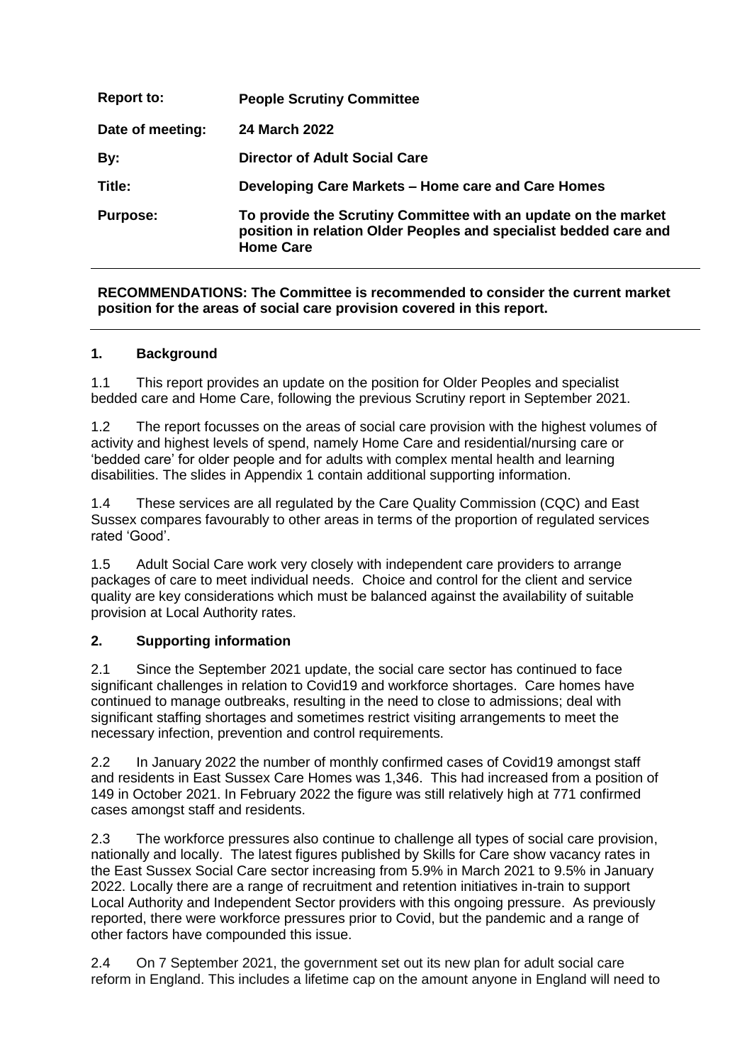| | |
|---|---|
| **Report to:** | **People Scrutiny Committee** |
| **Date of meeting:** | **24 March 2022** |
| **By:** | **Director of Adult Social Care** |
| **Title:** | **Developing Care Markets – Home care and Care Homes** |
| **Purpose:** | **To provide the Scrutiny Committee with an update on the market position in relation Older Peoples and specialist bedded care and Home Care** |

**RECOMMENDATIONS: The Committee is recommended to consider the current market position for the areas of social care provision covered in this report.**

## 1. Background

1.1 This report provides an update on the position for Older Peoples and specialist bedded care and Home Care, following the previous Scrutiny report in September 2021.

1.2 The report focusses on the areas of social care provision with the highest volumes of activity and highest levels of spend, namely Home Care and residential/nursing care or 'bedded care' for older people and for adults with complex mental health and learning disabilities. The slides in Appendix 1 contain additional supporting information.

1.4 These services are all regulated by the Care Quality Commission (CQC) and East Sussex compares favourably to other areas in terms of the proportion of regulated services rated 'Good'.

1.5 Adult Social Care work very closely with independent care providers to arrange packages of care to meet individual needs. Choice and control for the client and service quality are key considerations which must be balanced against the availability of suitable provision at Local Authority rates.

## 2. Supporting information

2.1 Since the September 2021 update, the social care sector has continued to face significant challenges in relation to Covid19 and workforce shortages. Care homes have continued to manage outbreaks, resulting in the need to close to admissions; deal with significant staffing shortages and sometimes restrict visiting arrangements to meet the necessary infection, prevention and control requirements.

2.2 In January 2022 the number of monthly confirmed cases of Covid19 amongst staff and residents in East Sussex Care Homes was 1,346. This had increased from a position of 149 in October 2021. In February 2022 the figure was still relatively high at 771 confirmed cases amongst staff and residents.

2.3 The workforce pressures also continue to challenge all types of social care provision, nationally and locally. The latest figures published by Skills for Care show vacancy rates in the East Sussex Social Care sector increasing from 5.9% in March 2021 to 9.5% in January 2022. Locally there are a range of recruitment and retention initiatives in-train to support Local Authority and Independent Sector providers with this ongoing pressure. As previously reported, there were workforce pressures prior to Covid, but the pandemic and a range of other factors have compounded this issue.

2.4 On 7 September 2021, the government set out its new plan for adult social care reform in England. This includes a lifetime cap on the amount anyone in England will need to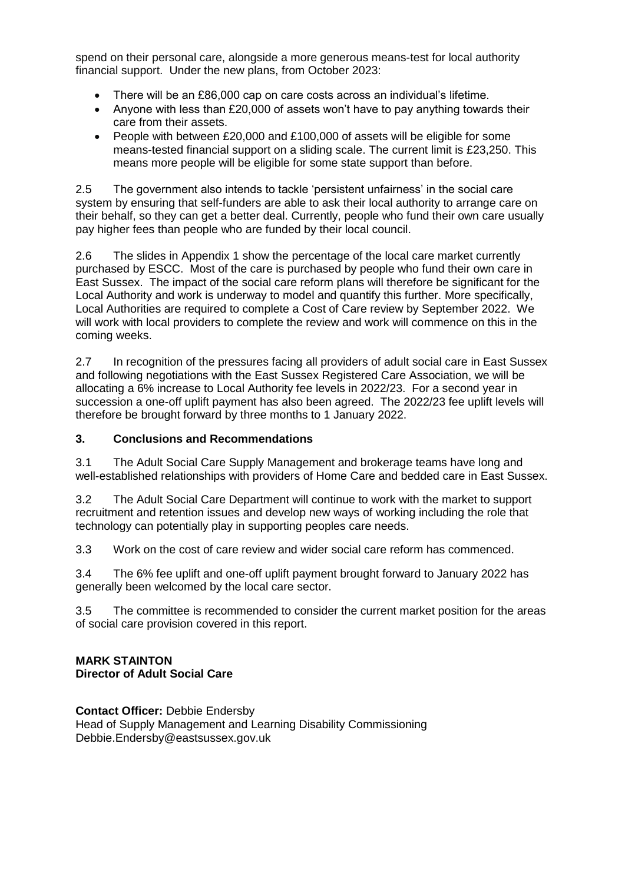spend on their personal care, alongside a more generous means-test for local authority financial support. Under the new plans, from October 2023:

- There will be an £86,000 cap on care costs across an individual's lifetime.
- Anyone with less than £20,000 of assets won't have to pay anything towards their care from their assets.
- People with between £20,000 and £100,000 of assets will be eligible for some means-tested financial support on a sliding scale. The current limit is £23,250. This means more people will be eligible for some state support than before.

2.5 The government also intends to tackle 'persistent unfairness' in the social care system by ensuring that self-funders are able to ask their local authority to arrange care on their behalf, so they can get a better deal. Currently, people who fund their own care usually pay higher fees than people who are funded by their local council.

2.6 The slides in Appendix 1 show the percentage of the local care market currently purchased by ESCC. Most of the care is purchased by people who fund their own care in East Sussex. The impact of the social care reform plans will therefore be significant for the Local Authority and work is underway to model and quantify this further. More specifically, Local Authorities are required to complete a Cost of Care review by September 2022. We will work with local providers to complete the review and work will commence on this in the coming weeks.

2.7 In recognition of the pressures facing all providers of adult social care in East Sussex and following negotiations with the East Sussex Registered Care Association, we will be allocating a 6% increase to Local Authority fee levels in 2022/23. For a second year in succession a one-off uplift payment has also been agreed. The 2022/23 fee uplift levels will therefore be brought forward by three months to 1 January 2022.

## 3. Conclusions and Recommendations

3.1 The Adult Social Care Supply Management and brokerage teams have long and well-established relationships with providers of Home Care and bedded care in East Sussex.

3.2 The Adult Social Care Department will continue to work with the market to support recruitment and retention issues and develop new ways of working including the role that technology can potentially play in supporting peoples care needs.

3.3 Work on the cost of care review and wider social care reform has commenced.

3.4 The 6% fee uplift and one-off uplift payment brought forward to January 2022 has generally been welcomed by the local care sector.

3.5 The committee is recommended to consider the current market position for the areas of social care provision covered in this report.

**MARK STAINTON**
**Director of Adult Social Care**

**Contact Officer:** Debbie Endersby
Head of Supply Management and Learning Disability Commissioning
Debbie.Endersby@eastsussex.gov.uk